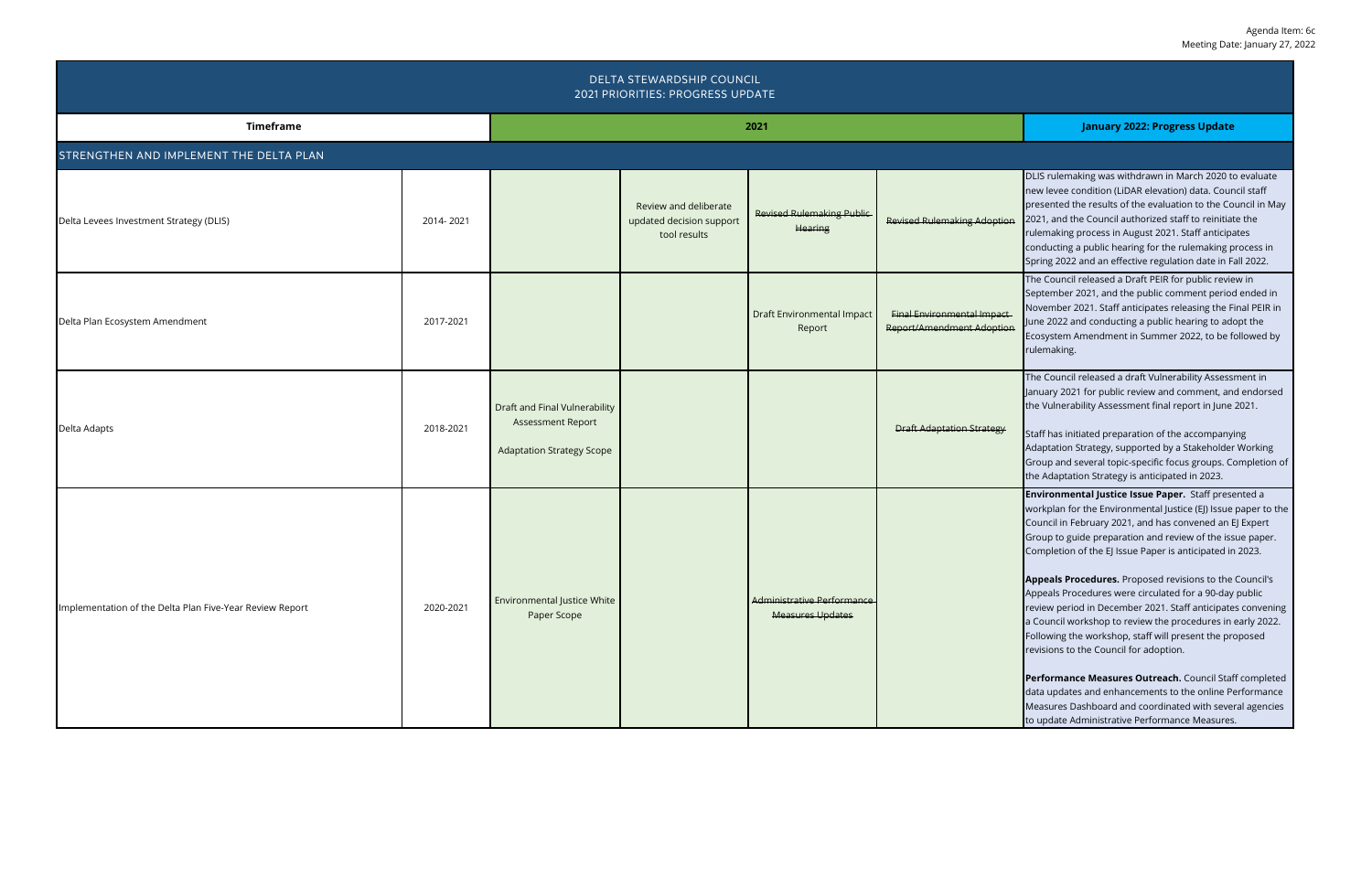Agenda Item: 6c
Meeting Date: January 27, 2022

# DELTA STEWARDSHIP COUNCIL
## 2021 PRIORITIES: PROGRESS UPDATE

| Timeframe | | 2021 | | | | January 2022: Progress Update |
|---|---|---|---|---|---|---|
| **STRENGTHEN AND IMPLEMENT THE DELTA PLAN** | | | | | | |
| Delta Levees Investment Strategy (DLIS) | 2014- 2021 | | Review and deliberate updated decision support tool results | ~~Revised Rulemaking Public Hearing~~ | ~~Revised Rulemaking Adoption~~ | DLIS rulemaking was withdrawn in March 2020 to evaluate new levee condition (LiDAR elevation) data. Council staff presented the results of the evaluation to the Council in May 2021, and the Council authorized staff to reinitiate the rulemaking process in August 2021. Staff anticipates conducting a public hearing for the rulemaking process in Spring 2022 and an effective regulation date in Fall 2022. |
| Delta Plan Ecosystem Amendment | 2017-2021 | | | Draft Environmental Impact Report | ~~Final Environmental Impact Report/Amendment Adoption~~ | The Council released a Draft PEIR for public review in September 2021, and the public comment period ended in November 2021. Staff anticipates releasing the Final PEIR in June 2022 and conducting a public hearing to adopt the Ecosystem Amendment in Summer 2022, to be followed by rulemaking. |
| Delta Adapts | 2018-2021 | Draft and Final Vulnerability Assessment Report<br><br>Adaptation Strategy Scope | | | ~~Draft Adaptation Strategy~~ | The Council released a draft Vulnerability Assessment in January 2021 for public review and comment, and endorsed the Vulnerability Assessment final report in June 2021.<br><br>Staff has initiated preparation of the accompanying Adaptation Strategy, supported by a Stakeholder Working Group and several topic-specific focus groups. Completion of the Adaptation Strategy is anticipated in 2023. |
| Implementation of the Delta Plan Five-Year Review Report | 2020-2021 | Environmental Justice White Paper Scope | | ~~Administrative Performance Measures Updates~~ | | **Environmental Justice Issue Paper.** Staff presented a workplan for the Environmental Justice (EJ) Issue paper to the Council in February 2021, and has convened an EJ Expert Group to guide preparation and review of the issue paper. Completion of the EJ Issue Paper is anticipated in 2023.<br><br>**Appeals Procedures.** Proposed revisions to the Council's Appeals Procedures were circulated for a 90-day public review period in December 2021. Staff anticipates convening a Council workshop to review the procedures in early 2022. Following the workshop, staff will present the proposed revisions to the Council for adoption.<br><br>**Performance Measures Outreach.** Council Staff completed data updates and enhancements to the online Performance Measures Dashboard and coordinated with several agencies to update Administrative Performance Measures. |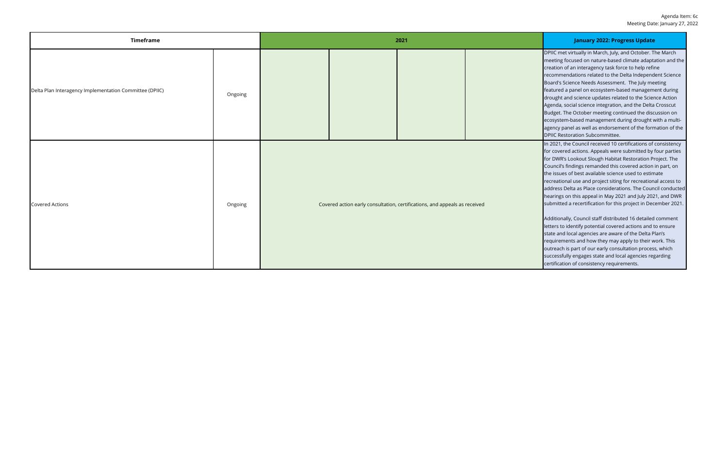| Timeframe | | 2021 | | | | January 2022: Progress Update |
|---|---|---|---|---|---|---|
| Delta Plan Interagency Implementation Committee (DPIIC) | Ongoing | | | | | DPIIC met virtually in March, July, and October. The March meeting focused on nature-based climate adaptation and the creation of an interagency task force to help refine recommendations related to the Delta Independent Science Board's Science Needs Assessment. The July meeting featured a panel on ecosystem-based management during drought and science updates related to the Science Action Agenda, social science integration, and the Delta Crosscut Budget. The October meeting continued the discussion on ecosystem-based management during drought with a multi-agency panel as well as endorsement of the formation of the DPIIC Restoration Subcommittee. |
| Covered Actions | Ongoing | Covered action early consultation, certifications, and appeals as received | | | | In 2021, the Council received 10 certifications of consistency for covered actions. Appeals were submitted by four parties for DWR's Lookout Slough Habitat Restoration Project. The Council's findings remanded this covered action in part, on the issues of best available science used to estimate recreational use and project siting for recreational access to address Delta as Place considerations. The Council conducted hearings on this appeal in May 2021 and July 2021, and DWR submitted a recertification for this project in December 2021.<br><br>Additionally, Council staff distributed 16 detailed comment letters to identify potential covered actions and to ensure state and local agencies are aware of the Delta Plan's requirements and how they may apply to their work. This outreach is part of our early consultation process, which successfully engages state and local agencies regarding certification of consistency requirements. |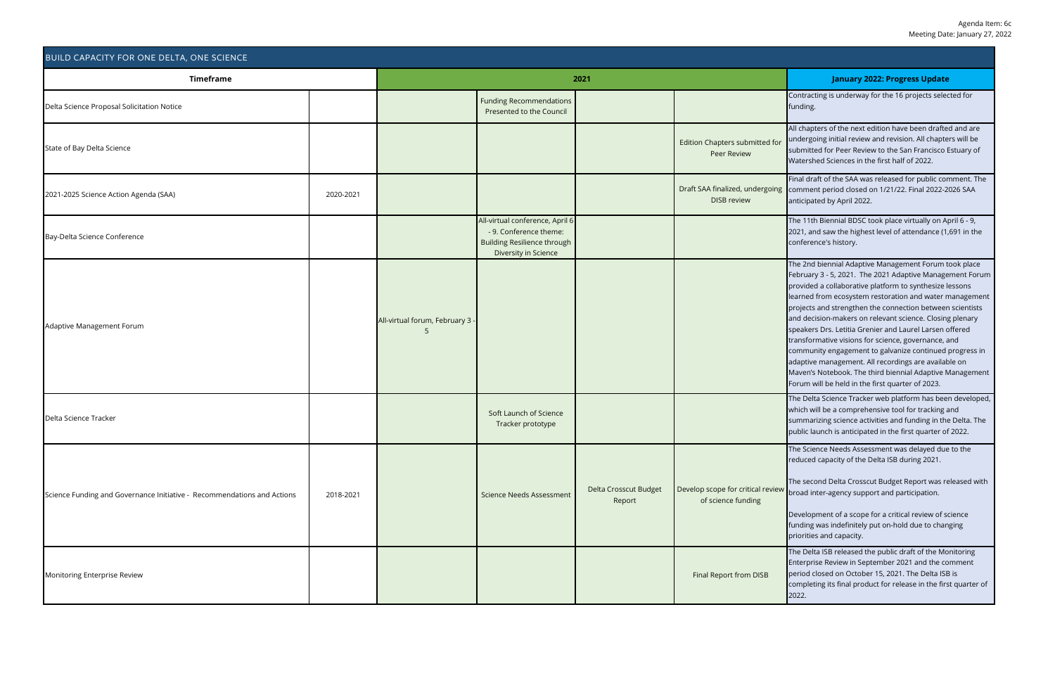## BUILD CAPACITY FOR ONE DELTA, ONE SCIENCE

| Timeframe | | 2021 | | | | January 2022: Progress Update |
|---|---|---|---|---|---|---|
| Delta Science Proposal Solicitation Notice | | | Funding Recommendations Presented to the Council | | | Contracting is underway for the 16 projects selected for funding. |
| State of Bay Delta Science | | | | | Edition Chapters submitted for Peer Review | All chapters of the next edition have been drafted and are undergoing initial review and revision. All chapters will be submitted for Peer Review to the San Francisco Estuary of Watershed Sciences in the first half of 2022. |
| 2021-2025 Science Action Agenda (SAA) | 2020-2021 | | | | Draft SAA finalized, undergoing DISB review | Final draft of the SAA was released for public comment. The comment period closed on 1/21/22. Final 2022-2026 SAA anticipated by April 2022. |
| Bay-Delta Science Conference | | | All-virtual conference, April 6 - 9. Conference theme: Building Resilience through Diversity in Science | | | The 11th Biennial BDSC took place virtually on April 6 - 9, 2021, and saw the highest level of attendance (1,691 in the conference's history. |
| Adaptive Management Forum | | All-virtual forum, February 3 - 5 | | | | The 2nd biennial Adaptive Management Forum took place February 3 - 5, 2021. The 2021 Adaptive Management Forum provided a collaborative platform to synthesize lessons learned from ecosystem restoration and water management projects and strengthen the connection between scientists and decision-makers on relevant science. Closing plenary speakers Drs. Letitia Grenier and Laurel Larsen offered transformative visions for science, governance, and community engagement to galvanize continued progress in adaptive management. All recordings are available on Maven's Notebook. The third biennial Adaptive Management Forum will be held in the first quarter of 2023. |
| Delta Science Tracker | | | Soft Launch of Science Tracker prototype | | | The Delta Science Tracker web platform has been developed, which will be a comprehensive tool for tracking and summarizing science activities and funding in the Delta. The public launch is anticipated in the first quarter of 2022. |
| Science Funding and Governance Initiative - Recommendations and Actions | 2018-2021 | | Science Needs Assessment | Delta Crosscut Budget Report | Develop scope for critical review of science funding | The Science Needs Assessment was delayed due to the reduced capacity of the Delta ISB during 2021.<br><br>The second Delta Crosscut Budget Report was released with broad inter-agency support and participation.<br><br>Development of a scope for a critical review of science funding was indefinitely put on-hold due to changing priorities and capacity. |
| Monitoring Enterprise Review | | | | | Final Report from DISB | The Delta ISB released the public draft of the Monitoring Enterprise Review in September 2021 and the comment period closed on October 15, 2021. The Delta ISB is completing its final product for release in the first quarter of 2022. |